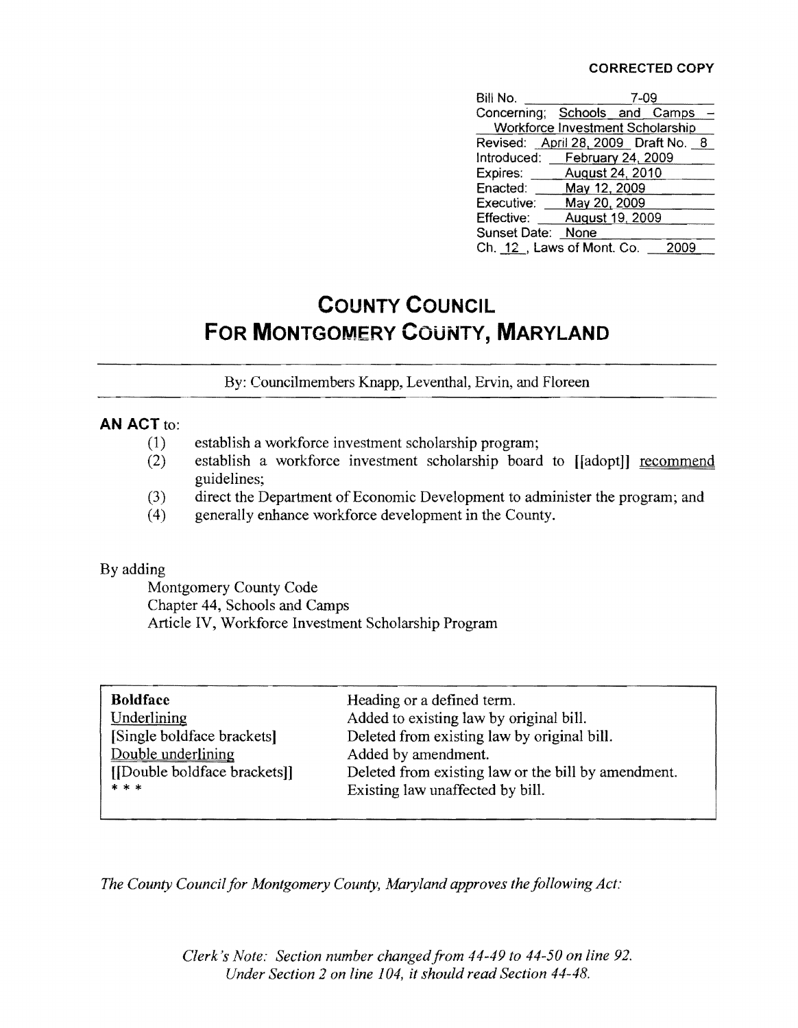**CORRECTED COPY**

| | |
|---|---|
| Bill No. | 7-09 |
| Concerning: | Schools and Camps – Workforce Investment Scholarship |
| Revised: | April 28, 2009 Draft No. 8 |
| Introduced: | February 24, 2009 |
| Expires: | August 24, 2010 |
| Enacted: | May 12, 2009 |
| Executive: | May 20, 2009 |
| Effective: | August 19, 2009 |
| Sunset Date: | None |
| Ch. 12, Laws of Mont. Co. | 2009 |

# COUNTY COUNCIL FOR MONTGOMERY COUNTY, MARYLAND

By: Councilmembers Knapp, Leventhal, Ervin, and Floreen

**AN ACT** to:

(1) establish a workforce investment scholarship program;
(2) establish a workforce investment scholarship board to [[adopt]] recommend guidelines;
(3) direct the Department of Economic Development to administer the program; and
(4) generally enhance workforce development in the County.

By adding

Montgomery County Code
Chapter 44, Schools and Camps
Article IV, Workforce Investment Scholarship Program

| | |
|---|---|
| **Boldface** | Heading or a defined term. |
| Underlining | Added to existing law by original bill. |
| [Single boldface brackets] | Deleted from existing law by original bill. |
| Double underlining | Added by amendment. |
| [[Double boldface brackets]] | Deleted from existing law or the bill by amendment. |
| * * * | Existing law unaffected by bill. |

*The County Council for Montgomery County, Maryland approves the following Act:*

*Clerk's Note: Section number changed from 44-49 to 44-50 on line 92. Under Section 2 on line 104, it should read Section 44-48.*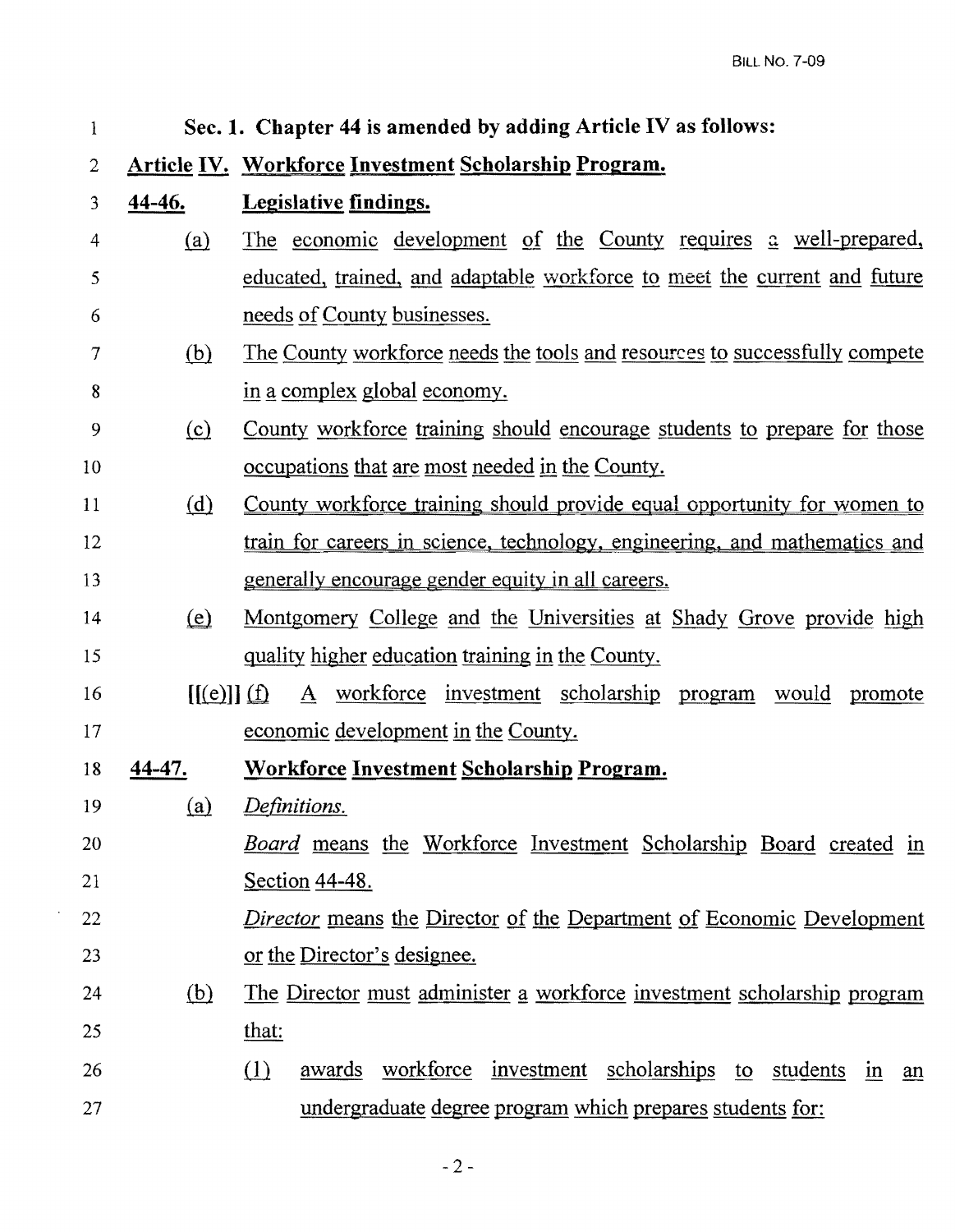**Sec. 1. Chapter 44 is amended by adding Article IV as follows:**

**Article IV. Workforce Investment Scholarship Program.**

**44-46. Legislative findings.**

(a) The economic development of the County requires a well-prepared, educated, trained, and adaptable workforce to meet the current and future needs of County businesses.

(b) The County workforce needs the tools and resources to successfully compete in a complex global economy.

(c) County workforce training should encourage students to prepare for those occupations that are most needed in the County.

(d) County workforce training should provide equal opportunity for women to train for careers in science, technology, engineering, and mathematics and generally encourage gender equity in all careers.

(e) Montgomery College and the Universities at Shady Grove provide high quality higher education training in the County.

[[(e)]] (f) A workforce investment scholarship program would promote economic development in the County.

**44-47. Workforce Investment Scholarship Program.**

(a) *Definitions.*

*Board* means the Workforce Investment Scholarship Board created in Section 44-48.

*Director* means the Director of the Department of Economic Development or the Director's designee.

(b) The Director must administer a workforce investment scholarship program that:

(1) awards workforce investment scholarships to students in an undergraduate degree program which prepares students for: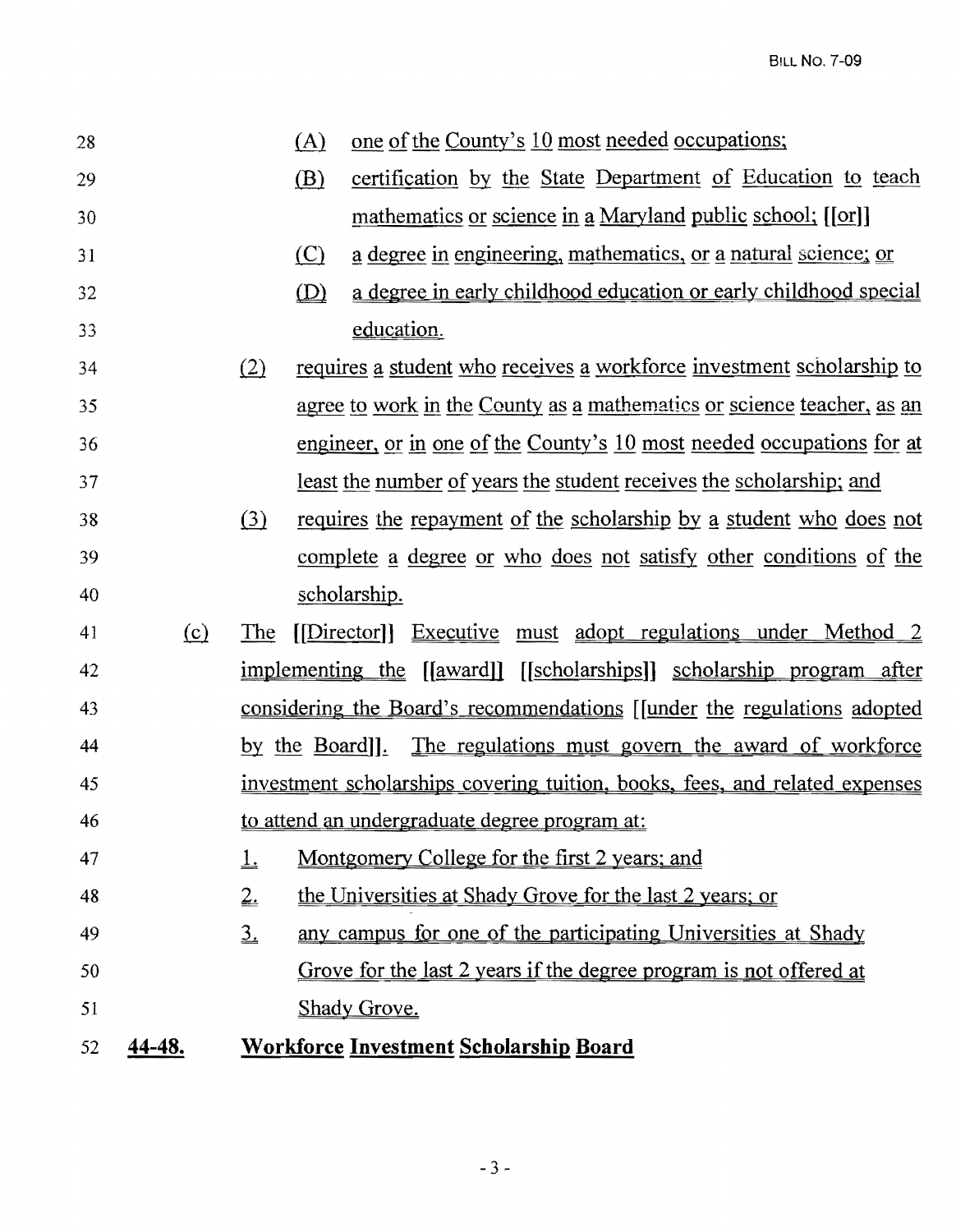(A) one of the County's 10 most needed occupations;

(B) certification by the State Department of Education to teach mathematics or science in a Maryland public school; [[or]]

(C) a degree in engineering, mathematics, or a natural science; or

(D) a degree in early childhood education or early childhood special education.

(2) requires a student who receives a workforce investment scholarship to agree to work in the County as a mathematics or science teacher, as an engineer, or in one of the County's 10 most needed occupations for at least the number of years the student receives the scholarship; and

(3) requires the repayment of the scholarship by a student who does not complete a degree or who does not satisfy other conditions of the scholarship.

(c) The [[Director]] Executive must adopt regulations under Method 2 implementing the [[award]] [[scholarships]] scholarship program after considering the Board's recommendations [[under the regulations adopted by the Board]]. The regulations must govern the award of workforce investment scholarships covering tuition, books, fees, and related expenses to attend an undergraduate degree program at:

1. Montgomery College for the first 2 years; and

2. the Universities at Shady Grove for the last 2 years; or

3. any campus for one of the participating Universities at Shady Grove for the last 2 years if the degree program is not offered at Shady Grove.

**44-48. Workforce Investment Scholarship Board**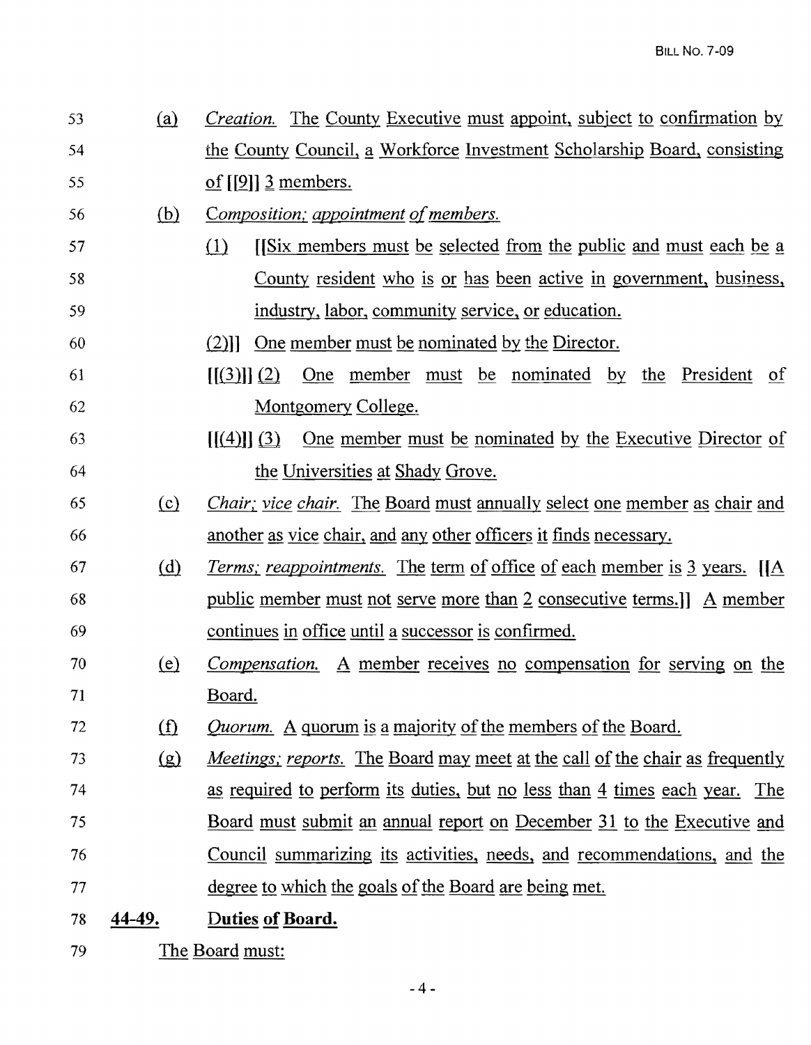53 (a) *Creation.* The County Executive must appoint, subject to confirmation by
54 the County Council, a Workforce Investment Scholarship Board, consisting
55 of [[9]] 3 members.

56 (b) *Composition; appointment of members.*

57 (1) [[Six members must be selected from the public and must each be a
58 County resident who is or has been active in government, business,
59 industry, labor, community service, or education.

60 (2)]] One member must be nominated by the Director.

61 [[(3)]] (2) One member must be nominated by the President of
62 Montgomery College.

63 [[(4)]] (3) One member must be nominated by the Executive Director of
64 the Universities at Shady Grove.

65 (c) *Chair; vice chair.* The Board must annually select one member as chair and
66 another as vice chair, and any other officers it finds necessary.

67 (d) *Terms; reappointments.* The term of office of each member is 3 years. [[A
68 public member must not serve more than 2 consecutive terms.]] A member
69 continues in office until a successor is confirmed.

70 (e) *Compensation.* A member receives no compensation for serving on the
71 Board.

72 (f) *Quorum.* A quorum is a majority of the members of the Board.

73 (g) *Meetings; reports.* The Board may meet at the call of the chair as frequently
74 as required to perform its duties, but no less than 4 times each year. The
75 Board must submit an annual report on December 31 to the Executive and
76 Council summarizing its activities, needs, and recommendations, and the
77 degree to which the goals of the Board are being met.

78 **44-49. Duties of Board.**

79 The Board must: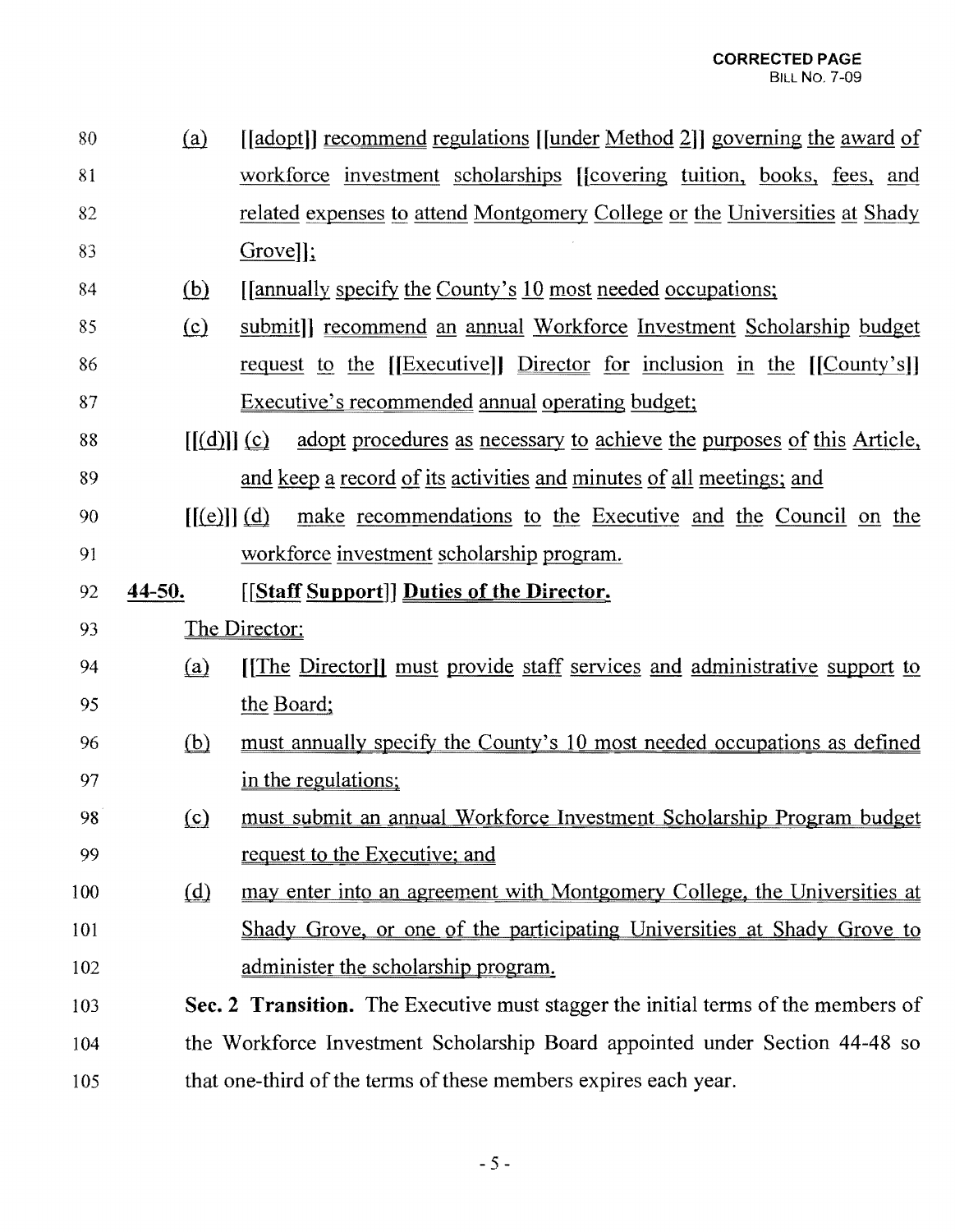80 (a) [[adopt]] recommend regulations [[under Method 2]] governing the award of
81 workforce investment scholarships [[covering tuition, books, fees, and
82 related expenses to attend Montgomery College or the Universities at Shady
83 Grove]];
84 (b) [[annually specify the County's 10 most needed occupations;
85 (c) submit]] recommend an annual Workforce Investment Scholarship budget
86 request to the [[Executive]] Director for inclusion in the [[County's]]
87 Executive's recommended annual operating budget;
88 [[(d)]] (c) adopt procedures as necessary to achieve the purposes of this Article,
89 and keep a record of its activities and minutes of all meetings; and
90 [[(e)]] (d) make recommendations to the Executive and the Council on the
91 workforce investment scholarship program.

92 **44-50.** [[**Staff Support**]] **Duties of the Director.**

93 The Director:
94 (a) [[The Director]] must provide staff services and administrative support to
95 the Board;
96 (b) must annually specify the County's 10 most needed occupations as defined
97 in the regulations;
98 (c) must submit an annual Workforce Investment Scholarship Program budget
99 request to the Executive; and
100 (d) may enter into an agreement with Montgomery College, the Universities at
101 Shady Grove, or one of the participating Universities at Shady Grove to
102 administer the scholarship program.

103 **Sec. 2 Transition.** The Executive must stagger the initial terms of the members of
104 the Workforce Investment Scholarship Board appointed under Section 44-48 so
105 that one-third of the terms of these members expires each year.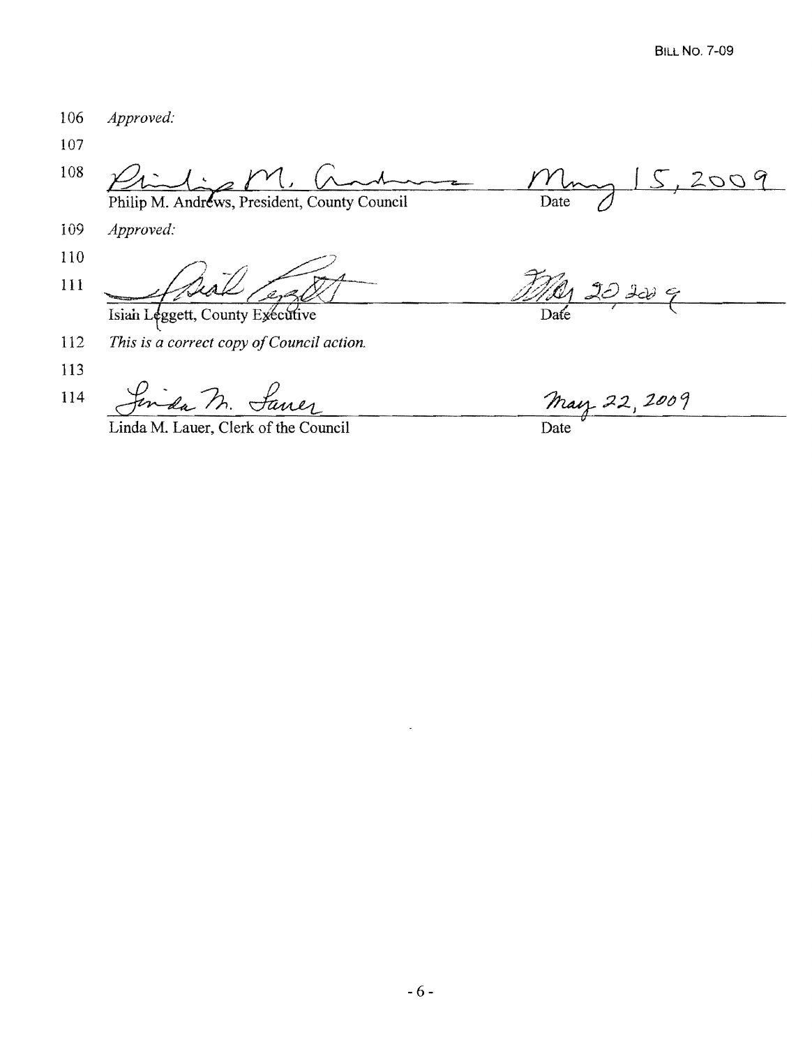106 *Approved:*

107

108 Philip M. Andrews — May 15, 2009

Philip M. Andrews, President, County Council — Date

109 *Approved:*

110

111 Isiah Leggett — May 20, 2009

Isiah Leggett, County Executive — Date

112 *This is a correct copy of Council action.*

113

114 Linda M. Lauer — May 22, 2009

Linda M. Lauer, Clerk of the Council — Date